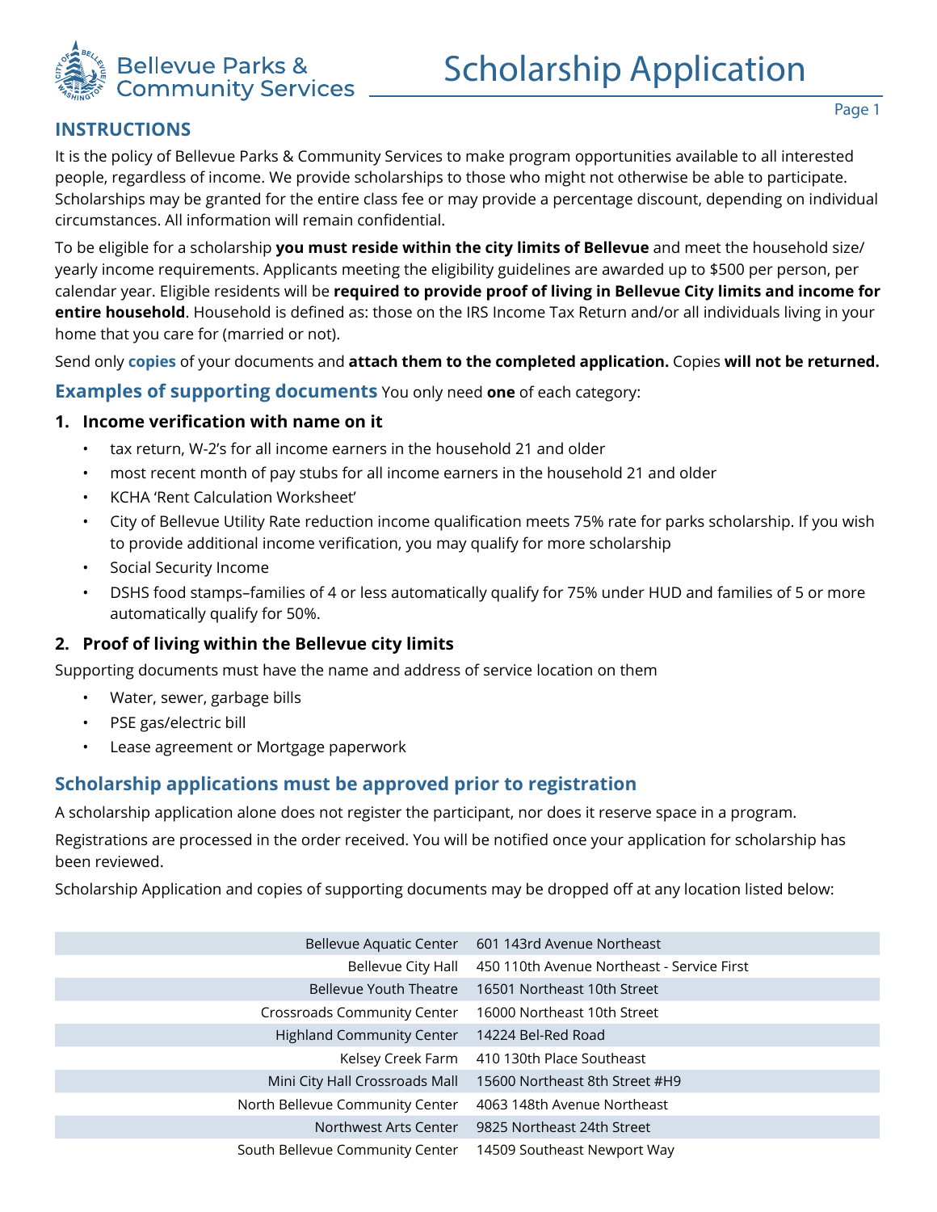Bellevue Parks & Community Services

# Scholarship Application

## INSTRUCTIONS

It is the policy of Bellevue Parks & Community Services to make program opportunities available to all interested people, regardless of income. We provide scholarships to those who might not otherwise be able to participate. Scholarships may be granted for the entire class fee or may provide a percentage discount, depending on individual circumstances. All information will remain confidential.

To be eligible for a scholarship **you must reside within the city limits of Bellevue** and meet the household size/ yearly income requirements. Applicants meeting the eligibility guidelines are awarded up to $500 per person, per calendar year. Eligible residents will be **required to provide proof of living in Bellevue City limits and income for entire household**. Household is defined as: those on the IRS Income Tax Return and/or all individuals living in your home that you care for (married or not).

Send only **copies** of your documents and **attach them to the completed application.** Copies **will not be returned.**

### Examples of supporting documents

You only need **one** of each category:

1. **Income verification with name on it**
    - tax return, W-2's for all income earners in the household 21 and older
    - most recent month of pay stubs for all income earners in the household 21 and older
    - KCHA 'Rent Calculation Worksheet'
    - City of Bellevue Utility Rate reduction income qualification meets 75% rate for parks scholarship. If you wish to provide additional income verification, you may qualify for more scholarship
    - Social Security Income
    - DSHS food stamps–families of 4 or less automatically qualify for 75% under HUD and families of 5 or more automatically qualify for 50%.

2. **Proof of living within the Bellevue city limits**

Supporting documents must have the name and address of service location on them

- Water, sewer, garbage bills
- PSE gas/electric bill
- Lease agreement or Mortgage paperwork

### Scholarship applications must be approved prior to registration

A scholarship application alone does not register the participant, nor does it reserve space in a program.

Registrations are processed in the order received. You will be notified once your application for scholarship has been reviewed.

Scholarship Application and copies of supporting documents may be dropped off at any location listed below:

| Location | Address |
|---|---|
| Bellevue Aquatic Center | 601 143rd Avenue Northeast |
| Bellevue City Hall | 450 110th Avenue Northeast - Service First |
| Bellevue Youth Theatre | 16501 Northeast 10th Street |
| Crossroads Community Center | 16000 Northeast 10th Street |
| Highland Community Center | 14224 Bel-Red Road |
| Kelsey Creek Farm | 410 130th Place Southeast |
| Mini City Hall Crossroads Mall | 15600 Northeast 8th Street #H9 |
| North Bellevue Community Center | 4063 148th Avenue Northeast |
| Northwest Arts Center | 9825 Northeast 24th Street |
| South Bellevue Community Center | 14509 Southeast Newport Way |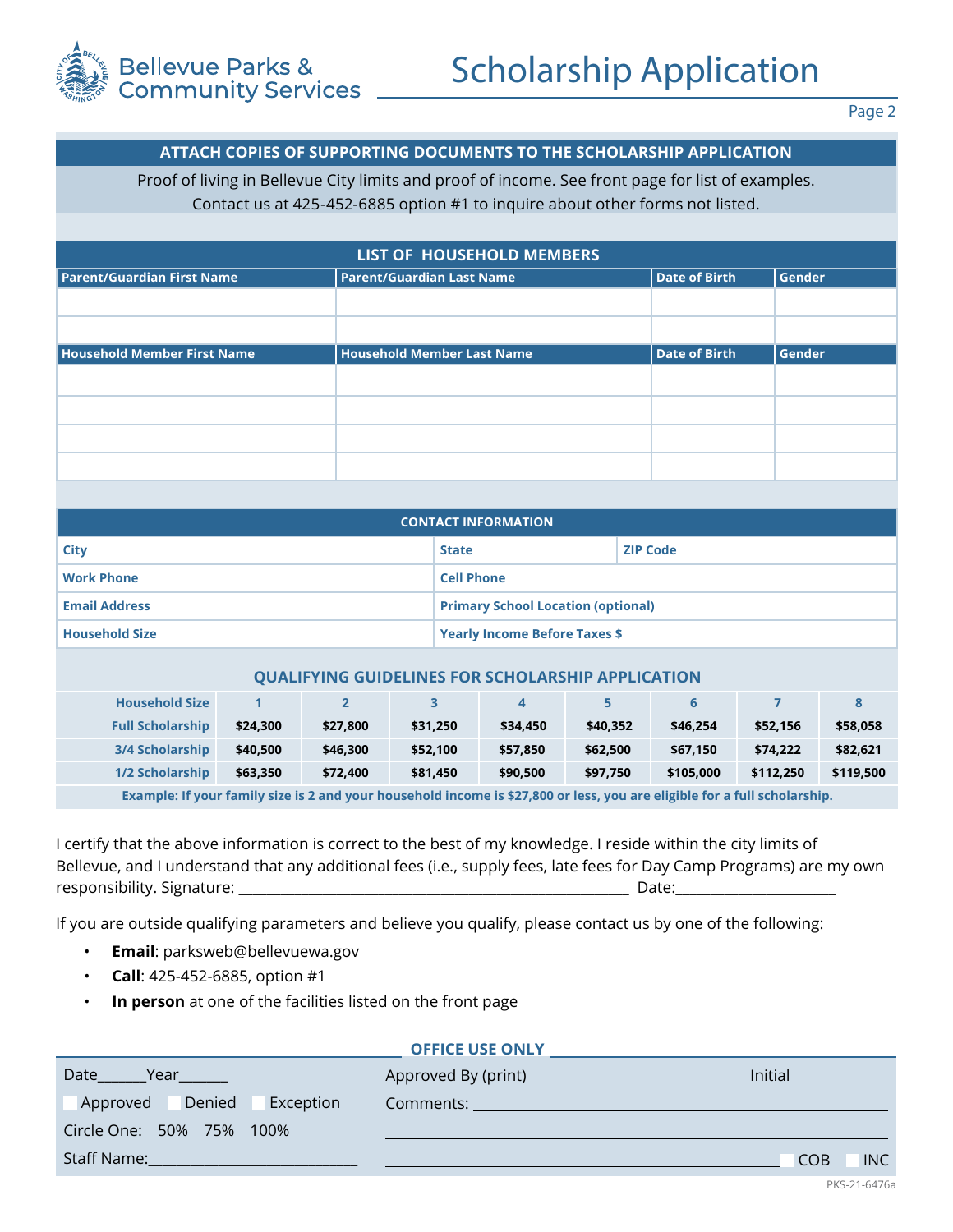# Bellevue Parks & Community Services

# Scholarship Application

## ATTACH COPIES OF SUPPORTING DOCUMENTS TO THE SCHOLARSHIP APPLICATION

Proof of living in Bellevue City limits and proof of income. See front page for list of examples.
Contact us at 425-452-6885 option #1 to inquire about other forms not listed.

## LIST OF HOUSEHOLD MEMBERS

| Parent/Guardian First Name | Parent/Guardian Last Name | Date of Birth | Gender |
|---|---|---|---|
| | | | |
| | | | |
| **Household Member First Name** | **Household Member Last Name** | **Date of Birth** | **Gender** |
| | | | |
| | | | |
| | | | |
| | | | |

## CONTACT INFORMATION

| | | |
|---|---|---|
| City | State | ZIP Code |
| Work Phone | Cell Phone | |
| Email Address | Primary School Location (optional) | |
| Household Size | Yearly Income Before Taxes $ | |

## QUALIFYING GUIDELINES FOR SCHOLARSHIP APPLICATION

| Household Size | 1 | 2 | 3 | 4 | 5 | 6 | 7 | 8 |
|---|---|---|---|---|---|---|---|---|
| Full Scholarship | $24,300 | $27,800 | $31,250 | $34,450 | $40,352 | $46,254 | $52,156 | $58,058 |
| 3/4 Scholarship | $40,500 | $46,300 | $52,100 | $57,850 | $62,500 | $67,150 | $74,222 | $82,621 |
| 1/2 Scholarship | $63,350 | $72,400 | $81,450 | $90,500 | $97,750 | $105,000 | $112,250 | $119,500 |

**Example: If your family size is 2 and your household income is $27,800 or less, you are eligible for a full scholarship.**

I certify that the above information is correct to the best of my knowledge. I reside within the city limits of Bellevue, and I understand that any additional fees (i.e., supply fees, late fees for Day Camp Programs) are my own responsibility. Signature: ____________________________________________________ Date:____________________

If you are outside qualifying parameters and believe you qualify, please contact us by one of the following:

- **Email**: parksweb@bellevuewa.gov
- **Call**: 425-452-6885, option #1
- **In person** at one of the facilities listed on the front page

## OFFICE USE ONLY

Date______Year______

☐ Approved ☐ Denied ☐ Exception

Circle One: 50% 75% 100%

Staff Name:___________________________

Approved By (print)___________________________ Initial____________

Comments: ____________________________________________________

______________________________________________________________

______________________________________________________ ☐ COB ☐ INC

PKS-21-6476a